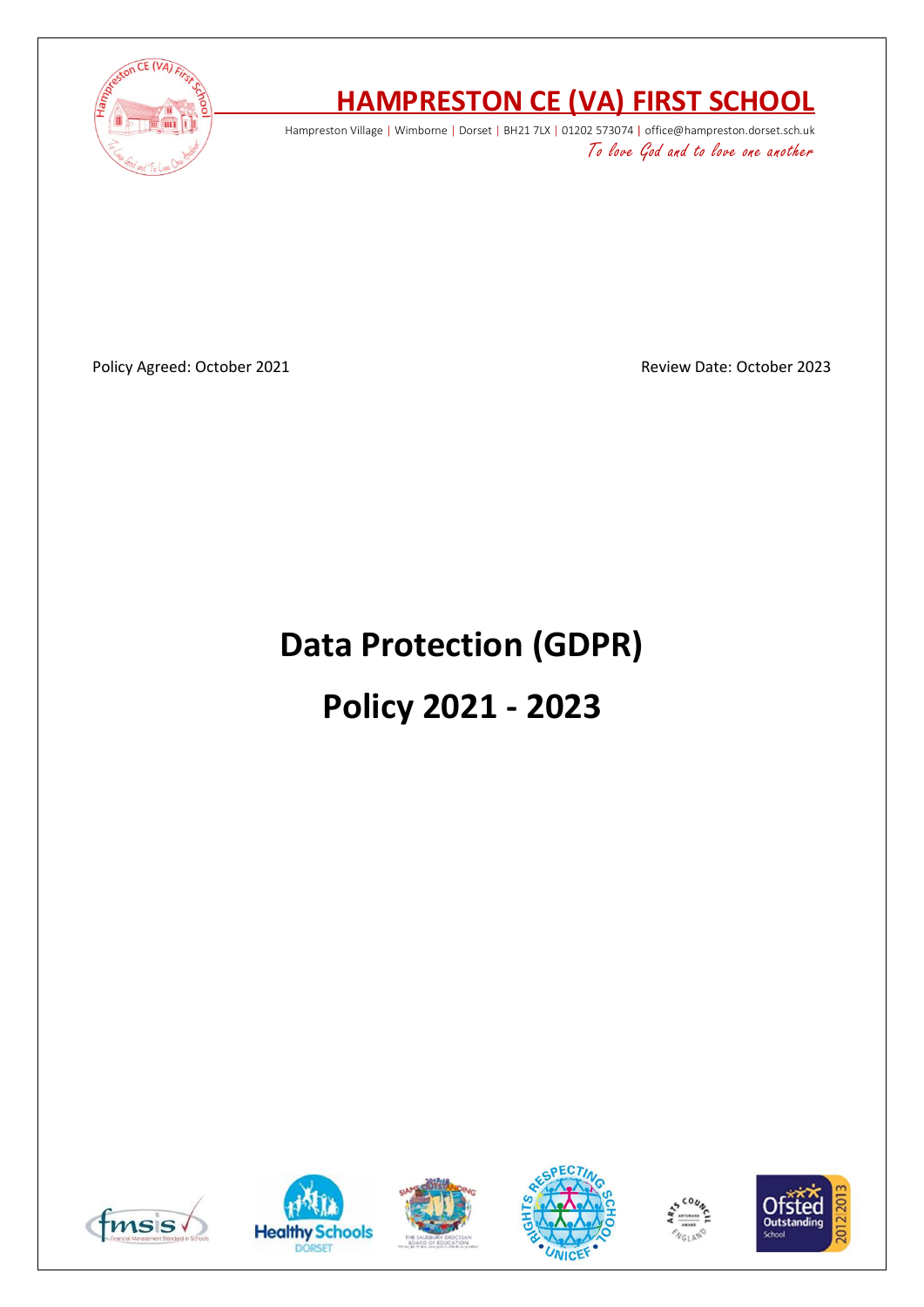# HAMPRESTON CE (VA) FIRST SCHOOL

Hampreston Village | Wimborne | Dorset | BH21 7LX | 01202 573074 | office@hampreston.dorset.sch.uk

*To love God and to love one another*

Policy Agreed: October 2021

Review Date: October 2023

# Data Protection (GDPR)

# Policy 2021 - 2023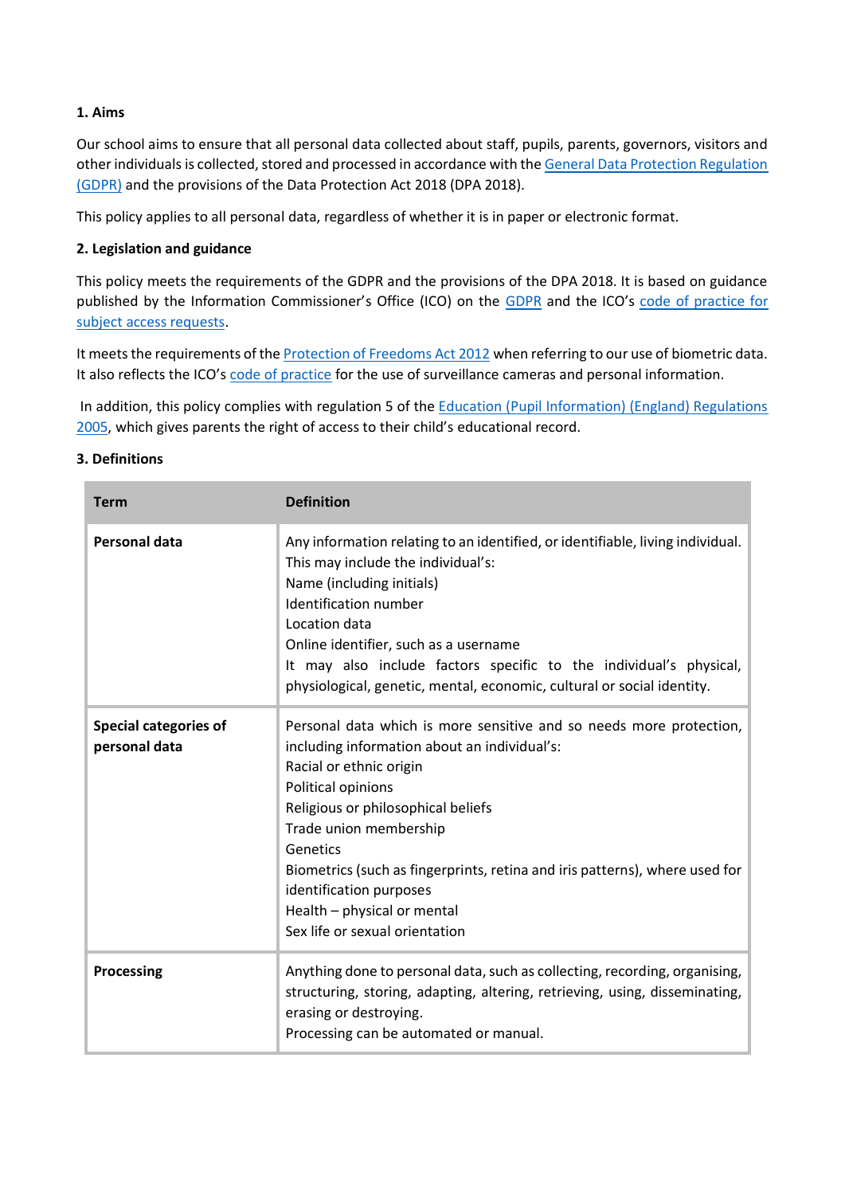### 1. Aims

Our school aims to ensure that all personal data collected about staff, pupils, parents, governors, visitors and other individuals is collected, stored and processed in accordance with the General Data Protection Regulation (GDPR) and the provisions of the Data Protection Act 2018 (DPA 2018).

This policy applies to all personal data, regardless of whether it is in paper or electronic format.

### 2. Legislation and guidance

This policy meets the requirements of the GDPR and the provisions of the DPA 2018. It is based on guidance published by the Information Commissioner's Office (ICO) on the GDPR and the ICO's code of practice for subject access requests.

It meets the requirements of the Protection of Freedoms Act 2012 when referring to our use of biometric data. It also reflects the ICO's code of practice for the use of surveillance cameras and personal information.

In addition, this policy complies with regulation 5 of the Education (Pupil Information) (England) Regulations 2005, which gives parents the right of access to their child's educational record.

### 3. Definitions

| Term | Definition |
|---|---|
| **Personal data** | Any information relating to an identified, or identifiable, living individual.<br>This may include the individual's:<br>Name (including initials)<br>Identification number<br>Location data<br>Online identifier, such as a username<br>It may also include factors specific to the individual's physical, physiological, genetic, mental, economic, cultural or social identity. |
| **Special categories of personal data** | Personal data which is more sensitive and so needs more protection, including information about an individual's:<br>Racial or ethnic origin<br>Political opinions<br>Religious or philosophical beliefs<br>Trade union membership<br>Genetics<br>Biometrics (such as fingerprints, retina and iris patterns), where used for identification purposes<br>Health – physical or mental<br>Sex life or sexual orientation |
| **Processing** | Anything done to personal data, such as collecting, recording, organising, structuring, storing, adapting, altering, retrieving, using, disseminating, erasing or destroying.<br>Processing can be automated or manual. |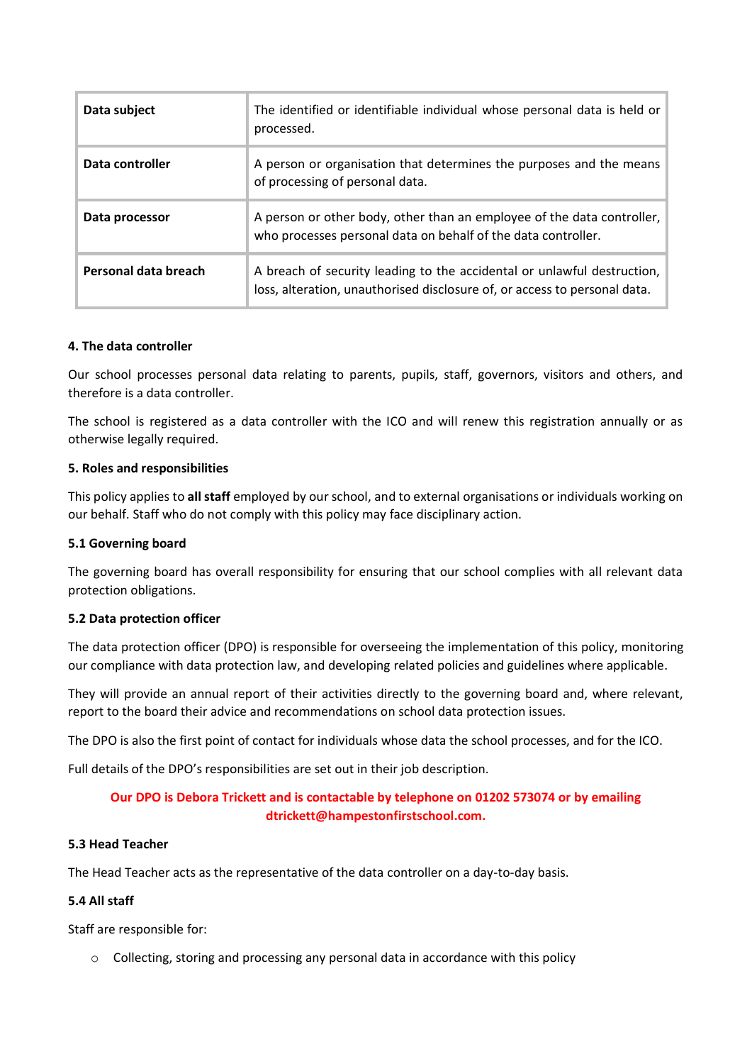| Data subject | The identified or identifiable individual whose personal data is held or processed. |
| --- | --- |
| **Data controller** | A person or organisation that determines the purposes and the means of processing of personal data. |
| **Data processor** | A person or other body, other than an employee of the data controller, who processes personal data on behalf of the data controller. |
| **Personal data breach** | A breach of security leading to the accidental or unlawful destruction, loss, alteration, unauthorised disclosure of, or access to personal data. |

#### 4. The data controller

Our school processes personal data relating to parents, pupils, staff, governors, visitors and others, and therefore is a data controller.

The school is registered as a data controller with the ICO and will renew this registration annually or as otherwise legally required.

#### 5. Roles and responsibilities

This policy applies to **all staff** employed by our school, and to external organisations or individuals working on our behalf. Staff who do not comply with this policy may face disciplinary action.

#### 5.1 Governing board

The governing board has overall responsibility for ensuring that our school complies with all relevant data protection obligations.

#### 5.2 Data protection officer

The data protection officer (DPO) is responsible for overseeing the implementation of this policy, monitoring our compliance with data protection law, and developing related policies and guidelines where applicable.

They will provide an annual report of their activities directly to the governing board and, where relevant, report to the board their advice and recommendations on school data protection issues.

The DPO is also the first point of contact for individuals whose data the school processes, and for the ICO.

Full details of the DPO's responsibilities are set out in their job description.

**Our DPO is Debora Trickett and is contactable by telephone on 01202 573074 or by emailing dtrickett@hampestonfirstschool.com.**

#### 5.3 Head Teacher

The Head Teacher acts as the representative of the data controller on a day-to-day basis.

#### 5.4 All staff

Staff are responsible for:

- Collecting, storing and processing any personal data in accordance with this policy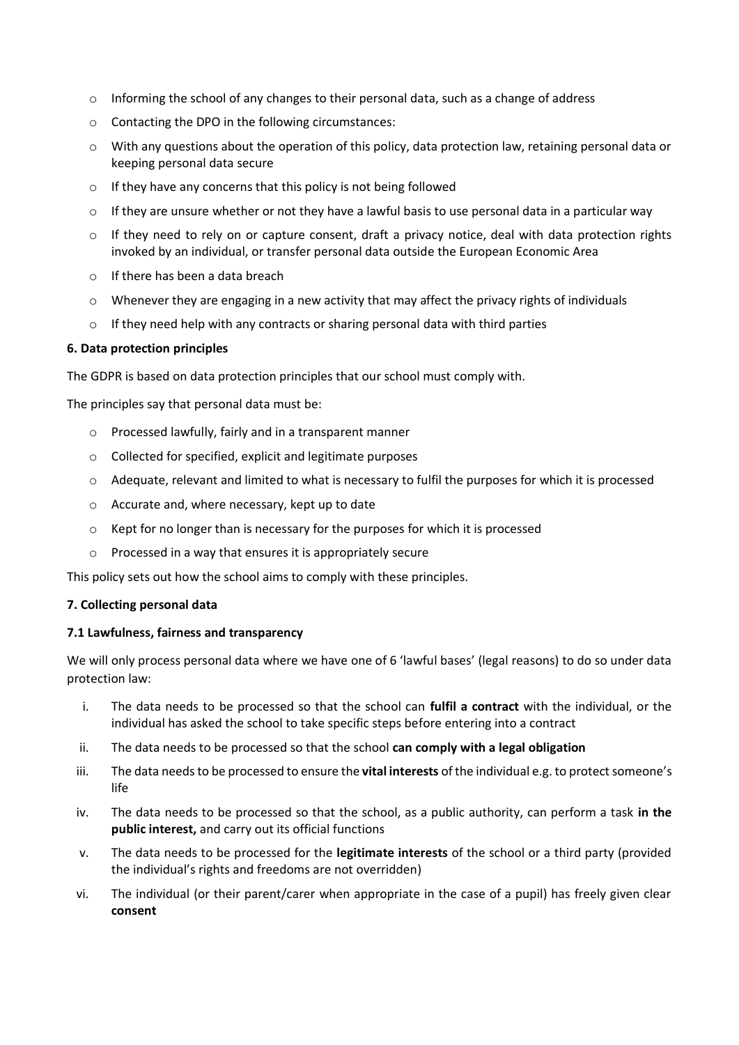- Informing the school of any changes to their personal data, such as a change of address
- Contacting the DPO in the following circumstances:
- With any questions about the operation of this policy, data protection law, retaining personal data or keeping personal data secure
- If they have any concerns that this policy is not being followed
- If they are unsure whether or not they have a lawful basis to use personal data in a particular way
- If they need to rely on or capture consent, draft a privacy notice, deal with data protection rights invoked by an individual, or transfer personal data outside the European Economic Area
- If there has been a data breach
- Whenever they are engaging in a new activity that may affect the privacy rights of individuals
- If they need help with any contracts or sharing personal data with third parties

**6. Data protection principles**

The GDPR is based on data protection principles that our school must comply with.

The principles say that personal data must be:

- Processed lawfully, fairly and in a transparent manner
- Collected for specified, explicit and legitimate purposes
- Adequate, relevant and limited to what is necessary to fulfil the purposes for which it is processed
- Accurate and, where necessary, kept up to date
- Kept for no longer than is necessary for the purposes for which it is processed
- Processed in a way that ensures it is appropriately secure

This policy sets out how the school aims to comply with these principles.

**7. Collecting personal data**

**7.1 Lawfulness, fairness and transparency**

We will only process personal data where we have one of 6 'lawful bases' (legal reasons) to do so under data protection law:

i. The data needs to be processed so that the school can **fulfil a contract** with the individual, or the individual has asked the school to take specific steps before entering into a contract

ii. The data needs to be processed so that the school **can comply with a legal obligation**

iii. The data needs to be processed to ensure the **vital interests** of the individual e.g. to protect someone's life

iv. The data needs to be processed so that the school, as a public authority, can perform a task **in the public interest,** and carry out its official functions

v. The data needs to be processed for the **legitimate interests** of the school or a third party (provided the individual's rights and freedoms are not overridden)

vi. The individual (or their parent/carer when appropriate in the case of a pupil) has freely given clear **consent**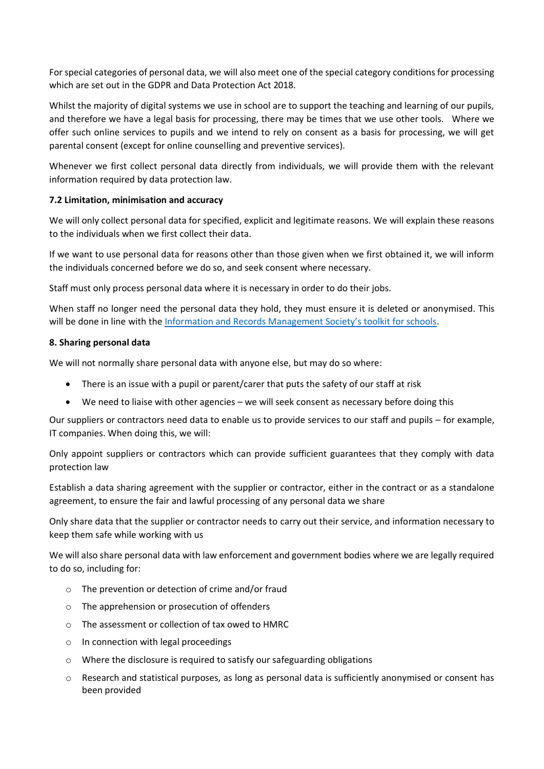For special categories of personal data, we will also meet one of the special category conditions for processing which are set out in the GDPR and Data Protection Act 2018.

Whilst the majority of digital systems we use in school are to support the teaching and learning of our pupils, and therefore we have a legal basis for processing, there may be times that we use other tools. Where we offer such online services to pupils and we intend to rely on consent as a basis for processing, we will get parental consent (except for online counselling and preventive services).

Whenever we first collect personal data directly from individuals, we will provide them with the relevant information required by data protection law.

**7.2 Limitation, minimisation and accuracy**

We will only collect personal data for specified, explicit and legitimate reasons. We will explain these reasons to the individuals when we first collect their data.

If we want to use personal data for reasons other than those given when we first obtained it, we will inform the individuals concerned before we do so, and seek consent where necessary.

Staff must only process personal data where it is necessary in order to do their jobs.

When staff no longer need the personal data they hold, they must ensure it is deleted or anonymised. This will be done in line with the Information and Records Management Society's toolkit for schools.

**8. Sharing personal data**

We will not normally share personal data with anyone else, but may do so where:

- There is an issue with a pupil or parent/carer that puts the safety of our staff at risk
- We need to liaise with other agencies – we will seek consent as necessary before doing this

Our suppliers or contractors need data to enable us to provide services to our staff and pupils – for example, IT companies. When doing this, we will:

Only appoint suppliers or contractors which can provide sufficient guarantees that they comply with data protection law

Establish a data sharing agreement with the supplier or contractor, either in the contract or as a standalone agreement, to ensure the fair and lawful processing of any personal data we share

Only share data that the supplier or contractor needs to carry out their service, and information necessary to keep them safe while working with us

We will also share personal data with law enforcement and government bodies where we are legally required to do so, including for:

- The prevention or detection of crime and/or fraud
- The apprehension or prosecution of offenders
- The assessment or collection of tax owed to HMRC
- In connection with legal proceedings
- Where the disclosure is required to satisfy our safeguarding obligations
- Research and statistical purposes, as long as personal data is sufficiently anonymised or consent has been provided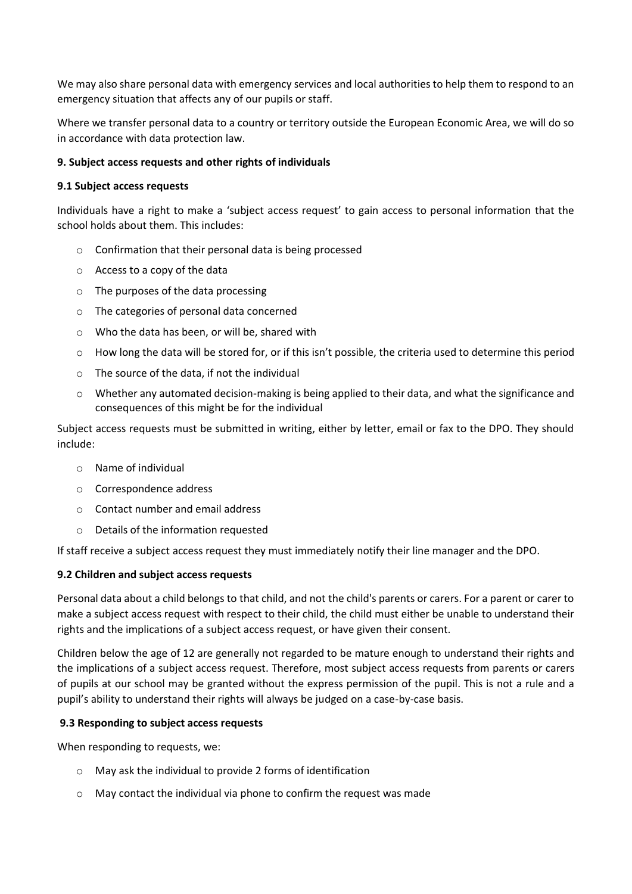We may also share personal data with emergency services and local authorities to help them to respond to an emergency situation that affects any of our pupils or staff.

Where we transfer personal data to a country or territory outside the European Economic Area, we will do so in accordance with data protection law.

**9. Subject access requests and other rights of individuals**

**9.1 Subject access requests**

Individuals have a right to make a 'subject access request' to gain access to personal information that the school holds about them. This includes:

- Confirmation that their personal data is being processed
- Access to a copy of the data
- The purposes of the data processing
- The categories of personal data concerned
- Who the data has been, or will be, shared with
- How long the data will be stored for, or if this isn't possible, the criteria used to determine this period
- The source of the data, if not the individual
- Whether any automated decision-making is being applied to their data, and what the significance and consequences of this might be for the individual

Subject access requests must be submitted in writing, either by letter, email or fax to the DPO. They should include:

- Name of individual
- Correspondence address
- Contact number and email address
- Details of the information requested

If staff receive a subject access request they must immediately notify their line manager and the DPO.

**9.2 Children and subject access requests**

Personal data about a child belongs to that child, and not the child's parents or carers. For a parent or carer to make a subject access request with respect to their child, the child must either be unable to understand their rights and the implications of a subject access request, or have given their consent.

Children below the age of 12 are generally not regarded to be mature enough to understand their rights and the implications of a subject access request. Therefore, most subject access requests from parents or carers of pupils at our school may be granted without the express permission of the pupil. This is not a rule and a pupil's ability to understand their rights will always be judged on a case-by-case basis.

**9.3 Responding to subject access requests**

When responding to requests, we:

- May ask the individual to provide 2 forms of identification
- May contact the individual via phone to confirm the request was made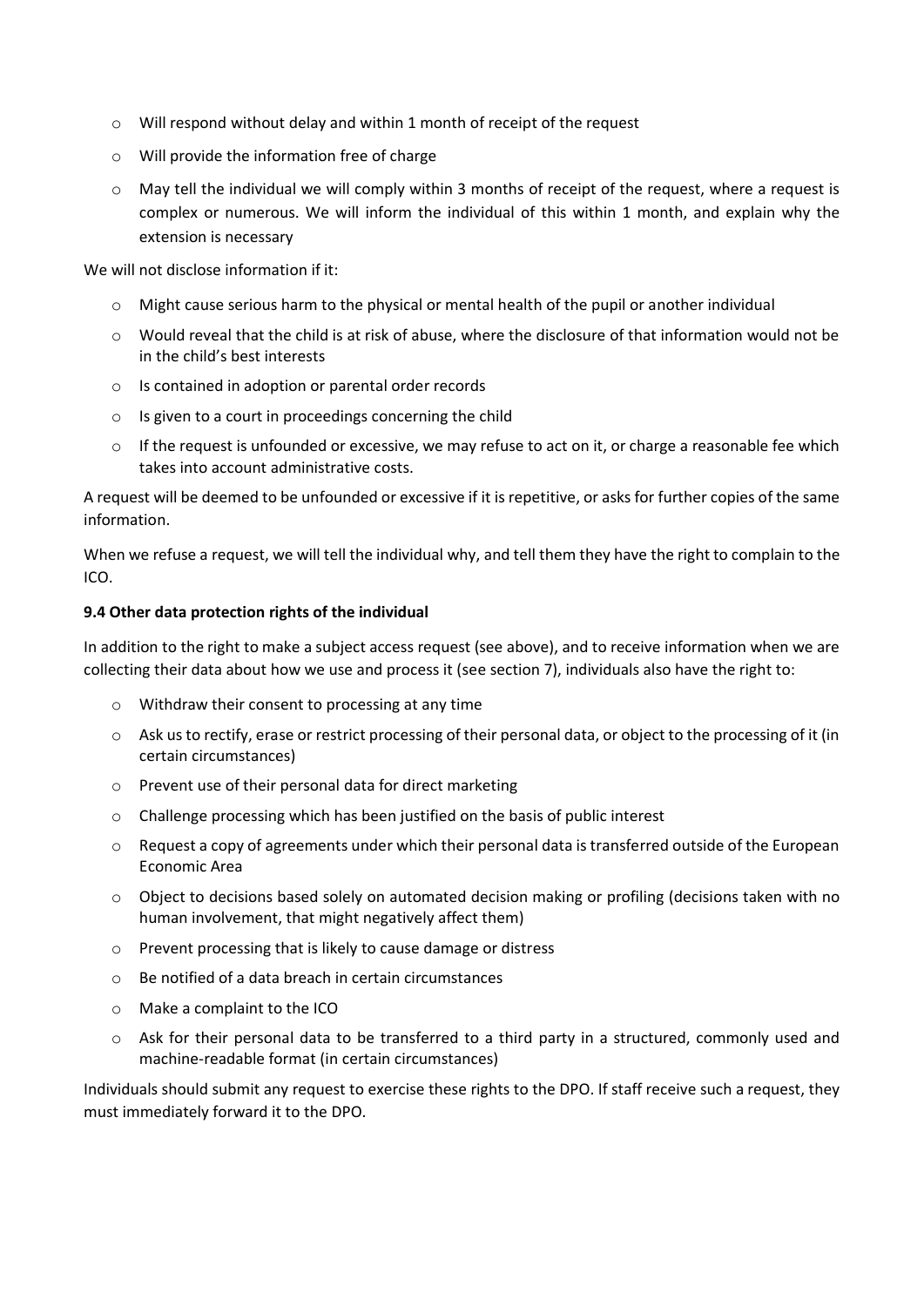- Will respond without delay and within 1 month of receipt of the request
- Will provide the information free of charge
- May tell the individual we will comply within 3 months of receipt of the request, where a request is complex or numerous. We will inform the individual of this within 1 month, and explain why the extension is necessary

We will not disclose information if it:

- Might cause serious harm to the physical or mental health of the pupil or another individual
- Would reveal that the child is at risk of abuse, where the disclosure of that information would not be in the child's best interests
- Is contained in adoption or parental order records
- Is given to a court in proceedings concerning the child
- If the request is unfounded or excessive, we may refuse to act on it, or charge a reasonable fee which takes into account administrative costs.

A request will be deemed to be unfounded or excessive if it is repetitive, or asks for further copies of the same information.

When we refuse a request, we will tell the individual why, and tell them they have the right to complain to the ICO.

**9.4 Other data protection rights of the individual**

In addition to the right to make a subject access request (see above), and to receive information when we are collecting their data about how we use and process it (see section 7), individuals also have the right to:

- Withdraw their consent to processing at any time
- Ask us to rectify, erase or restrict processing of their personal data, or object to the processing of it (in certain circumstances)
- Prevent use of their personal data for direct marketing
- Challenge processing which has been justified on the basis of public interest
- Request a copy of agreements under which their personal data is transferred outside of the European Economic Area
- Object to decisions based solely on automated decision making or profiling (decisions taken with no human involvement, that might negatively affect them)
- Prevent processing that is likely to cause damage or distress
- Be notified of a data breach in certain circumstances
- Make a complaint to the ICO
- Ask for their personal data to be transferred to a third party in a structured, commonly used and machine-readable format (in certain circumstances)

Individuals should submit any request to exercise these rights to the DPO. If staff receive such a request, they must immediately forward it to the DPO.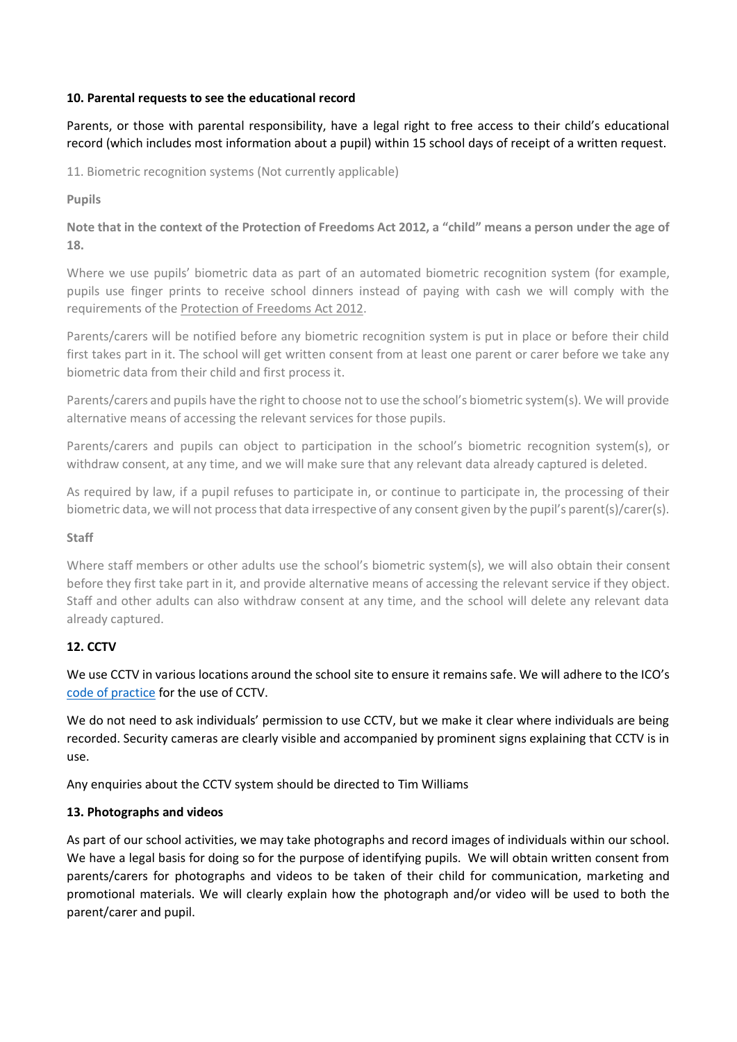**10. Parental requests to see the educational record**

Parents, or those with parental responsibility, have a legal right to free access to their child's educational record (which includes most information about a pupil) within 15 school days of receipt of a written request.

11. Biometric recognition systems (Not currently applicable)

**Pupils**

**Note that in the context of the Protection of Freedoms Act 2012, a "child" means a person under the age of 18.**

Where we use pupils' biometric data as part of an automated biometric recognition system (for example, pupils use finger prints to receive school dinners instead of paying with cash we will comply with the requirements of the Protection of Freedoms Act 2012.

Parents/carers will be notified before any biometric recognition system is put in place or before their child first takes part in it. The school will get written consent from at least one parent or carer before we take any biometric data from their child and first process it.

Parents/carers and pupils have the right to choose not to use the school's biometric system(s). We will provide alternative means of accessing the relevant services for those pupils.

Parents/carers and pupils can object to participation in the school's biometric recognition system(s), or withdraw consent, at any time, and we will make sure that any relevant data already captured is deleted.

As required by law, if a pupil refuses to participate in, or continue to participate in, the processing of their biometric data, we will not process that data irrespective of any consent given by the pupil's parent(s)/carer(s).

**Staff**

Where staff members or other adults use the school's biometric system(s), we will also obtain their consent before they first take part in it, and provide alternative means of accessing the relevant service if they object. Staff and other adults can also withdraw consent at any time, and the school will delete any relevant data already captured.

**12. CCTV**

We use CCTV in various locations around the school site to ensure it remains safe. We will adhere to the ICO's code of practice for the use of CCTV.

We do not need to ask individuals' permission to use CCTV, but we make it clear where individuals are being recorded. Security cameras are clearly visible and accompanied by prominent signs explaining that CCTV is in use.

Any enquiries about the CCTV system should be directed to Tim Williams

**13. Photographs and videos**

As part of our school activities, we may take photographs and record images of individuals within our school. We have a legal basis for doing so for the purpose of identifying pupils. We will obtain written consent from parents/carers for photographs and videos to be taken of their child for communication, marketing and promotional materials. We will clearly explain how the photograph and/or video will be used to both the parent/carer and pupil.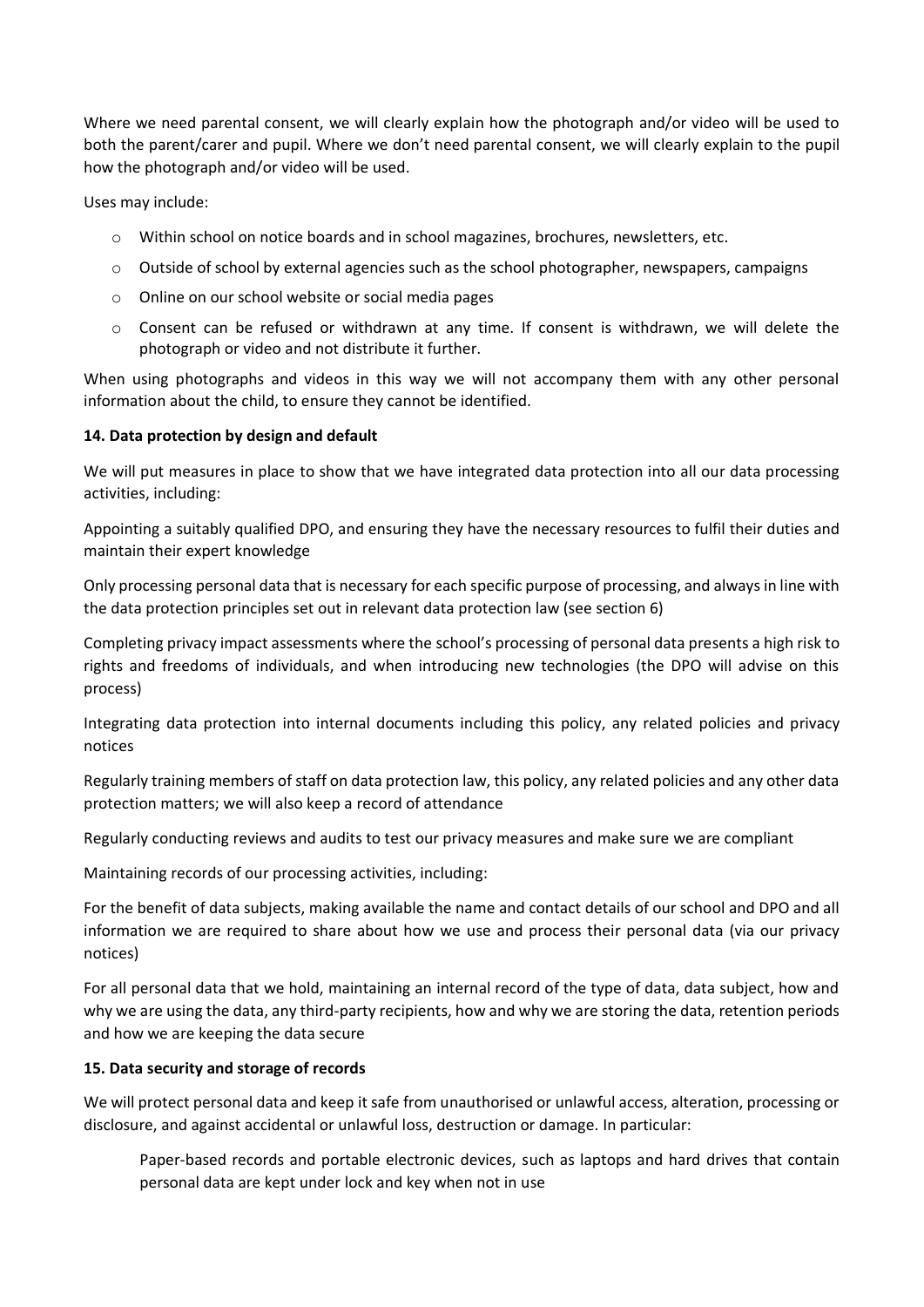Where we need parental consent, we will clearly explain how the photograph and/or video will be used to both the parent/carer and pupil. Where we don't need parental consent, we will clearly explain to the pupil how the photograph and/or video will be used.

Uses may include:

- Within school on notice boards and in school magazines, brochures, newsletters, etc.
- Outside of school by external agencies such as the school photographer, newspapers, campaigns
- Online on our school website or social media pages
- Consent can be refused or withdrawn at any time. If consent is withdrawn, we will delete the photograph or video and not distribute it further.

When using photographs and videos in this way we will not accompany them with any other personal information about the child, to ensure they cannot be identified.

**14. Data protection by design and default**

We will put measures in place to show that we have integrated data protection into all our data processing activities, including:

Appointing a suitably qualified DPO, and ensuring they have the necessary resources to fulfil their duties and maintain their expert knowledge

Only processing personal data that is necessary for each specific purpose of processing, and always in line with the data protection principles set out in relevant data protection law (see section 6)

Completing privacy impact assessments where the school's processing of personal data presents a high risk to rights and freedoms of individuals, and when introducing new technologies (the DPO will advise on this process)

Integrating data protection into internal documents including this policy, any related policies and privacy notices

Regularly training members of staff on data protection law, this policy, any related policies and any other data protection matters; we will also keep a record of attendance

Regularly conducting reviews and audits to test our privacy measures and make sure we are compliant

Maintaining records of our processing activities, including:

For the benefit of data subjects, making available the name and contact details of our school and DPO and all information we are required to share about how we use and process their personal data (via our privacy notices)

For all personal data that we hold, maintaining an internal record of the type of data, data subject, how and why we are using the data, any third-party recipients, how and why we are storing the data, retention periods and how we are keeping the data secure

**15. Data security and storage of records**

We will protect personal data and keep it safe from unauthorised or unlawful access, alteration, processing or disclosure, and against accidental or unlawful loss, destruction or damage. In particular:

Paper-based records and portable electronic devices, such as laptops and hard drives that contain personal data are kept under lock and key when not in use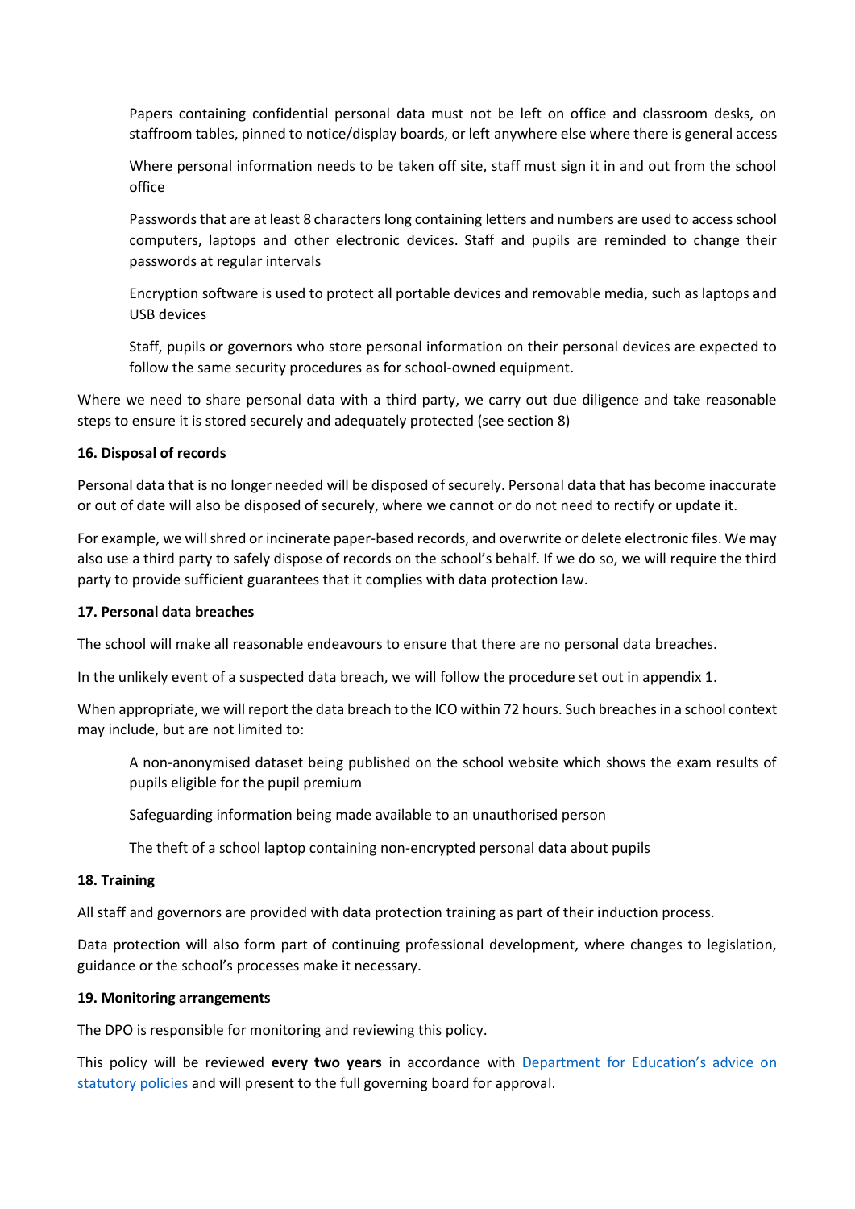- Papers containing confidential personal data must not be left on office and classroom desks, on staffroom tables, pinned to notice/display boards, or left anywhere else where there is general access
- Where personal information needs to be taken off site, staff must sign it in and out from the school office
- Passwords that are at least 8 characters long containing letters and numbers are used to access school computers, laptops and other electronic devices. Staff and pupils are reminded to change their passwords at regular intervals
- Encryption software is used to protect all portable devices and removable media, such as laptops and USB devices
- Staff, pupils or governors who store personal information on their personal devices are expected to follow the same security procedures as for school-owned equipment.

Where we need to share personal data with a third party, we carry out due diligence and take reasonable steps to ensure it is stored securely and adequately protected (see section 8)

**16. Disposal of records**

Personal data that is no longer needed will be disposed of securely. Personal data that has become inaccurate or out of date will also be disposed of securely, where we cannot or do not need to rectify or update it.

For example, we will shred or incinerate paper-based records, and overwrite or delete electronic files. We may also use a third party to safely dispose of records on the school's behalf. If we do so, we will require the third party to provide sufficient guarantees that it complies with data protection law.

**17. Personal data breaches**

The school will make all reasonable endeavours to ensure that there are no personal data breaches.

In the unlikely event of a suspected data breach, we will follow the procedure set out in appendix 1.

When appropriate, we will report the data breach to the ICO within 72 hours. Such breaches in a school context may include, but are not limited to:

- A non-anonymised dataset being published on the school website which shows the exam results of pupils eligible for the pupil premium
- Safeguarding information being made available to an unauthorised person
- The theft of a school laptop containing non-encrypted personal data about pupils

**18. Training**

All staff and governors are provided with data protection training as part of their induction process.

Data protection will also form part of continuing professional development, where changes to legislation, guidance or the school's processes make it necessary.

**19. Monitoring arrangements**

The DPO is responsible for monitoring and reviewing this policy.

This policy will be reviewed **every two years** in accordance with [Department for Education's advice on statutory policies]() and will present to the full governing board for approval.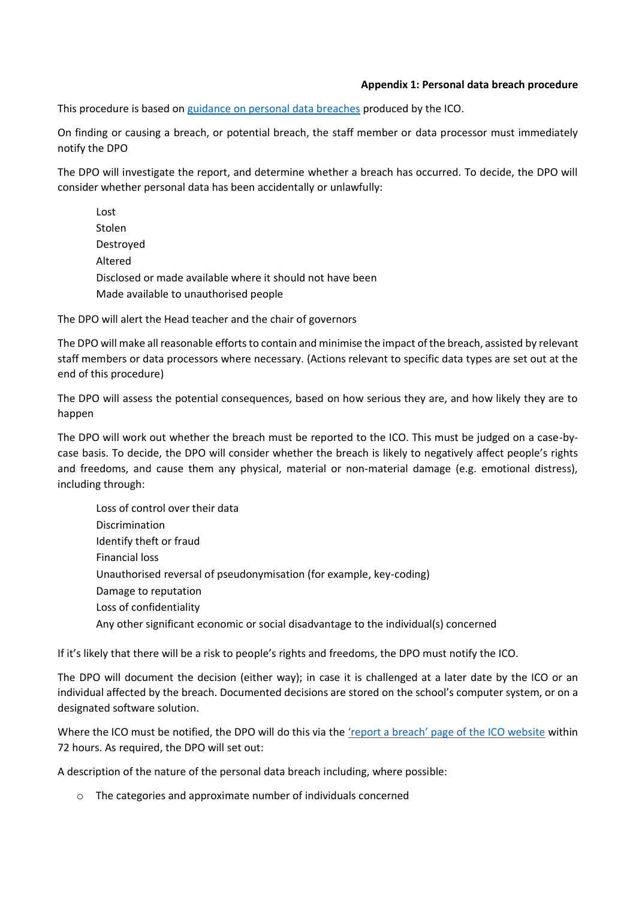**Appendix 1: Personal data breach procedure**

This procedure is based on [guidance on personal data breaches]() produced by the ICO.

On finding or causing a breach, or potential breach, the staff member or data processor must immediately notify the DPO

The DPO will investigate the report, and determine whether a breach has occurred. To decide, the DPO will consider whether personal data has been accidentally or unlawfully:

- Lost
- Stolen
- Destroyed
- Altered
- Disclosed or made available where it should not have been
- Made available to unauthorised people

The DPO will alert the Head teacher and the chair of governors

The DPO will make all reasonable efforts to contain and minimise the impact of the breach, assisted by relevant staff members or data processors where necessary. (Actions relevant to specific data types are set out at the end of this procedure)

The DPO will assess the potential consequences, based on how serious they are, and how likely they are to happen

The DPO will work out whether the breach must be reported to the ICO. This must be judged on a case-by-case basis. To decide, the DPO will consider whether the breach is likely to negatively affect people's rights and freedoms, and cause them any physical, material or non-material damage (e.g. emotional distress), including through:

- Loss of control over their data
- Discrimination
- Identify theft or fraud
- Financial loss
- Unauthorised reversal of pseudonymisation (for example, key-coding)
- Damage to reputation
- Loss of confidentiality
- Any other significant economic or social disadvantage to the individual(s) concerned

If it's likely that there will be a risk to people's rights and freedoms, the DPO must notify the ICO.

The DPO will document the decision (either way); in case it is challenged at a later date by the ICO or an individual affected by the breach. Documented decisions are stored on the school's computer system, or on a designated software solution.

Where the ICO must be notified, the DPO will do this via the ['report a breach' page of the ICO website]() within 72 hours. As required, the DPO will set out:

A description of the nature of the personal data breach including, where possible:

- The categories and approximate number of individuals concerned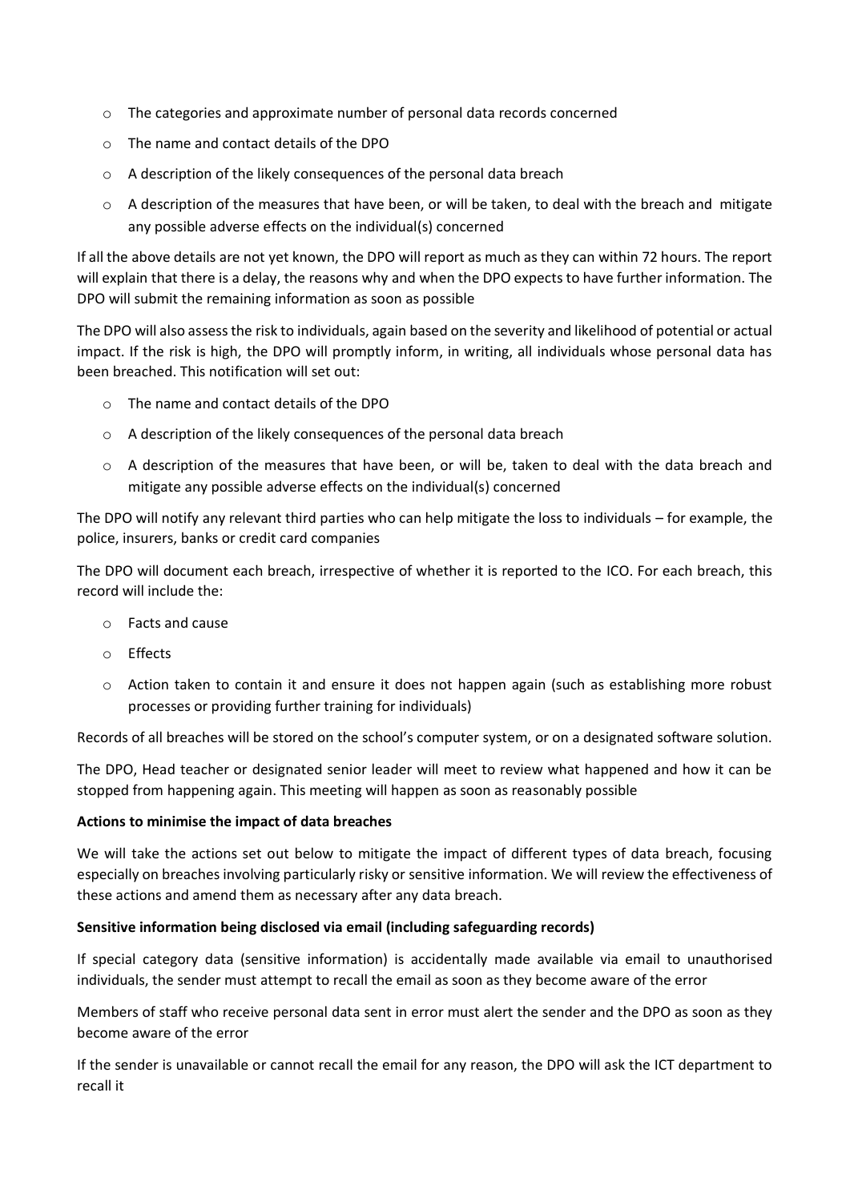- The categories and approximate number of personal data records concerned
- The name and contact details of the DPO
- A description of the likely consequences of the personal data breach
- A description of the measures that have been, or will be taken, to deal with the breach and mitigate any possible adverse effects on the individual(s) concerned

If all the above details are not yet known, the DPO will report as much as they can within 72 hours. The report will explain that there is a delay, the reasons why and when the DPO expects to have further information. The DPO will submit the remaining information as soon as possible

The DPO will also assess the risk to individuals, again based on the severity and likelihood of potential or actual impact. If the risk is high, the DPO will promptly inform, in writing, all individuals whose personal data has been breached. This notification will set out:

- The name and contact details of the DPO
- A description of the likely consequences of the personal data breach
- A description of the measures that have been, or will be, taken to deal with the data breach and mitigate any possible adverse effects on the individual(s) concerned

The DPO will notify any relevant third parties who can help mitigate the loss to individuals – for example, the police, insurers, banks or credit card companies

The DPO will document each breach, irrespective of whether it is reported to the ICO. For each breach, this record will include the:

- Facts and cause
- Effects
- Action taken to contain it and ensure it does not happen again (such as establishing more robust processes or providing further training for individuals)

Records of all breaches will be stored on the school's computer system, or on a designated software solution.

The DPO, Head teacher or designated senior leader will meet to review what happened and how it can be stopped from happening again. This meeting will happen as soon as reasonably possible

**Actions to minimise the impact of data breaches**

We will take the actions set out below to mitigate the impact of different types of data breach, focusing especially on breaches involving particularly risky or sensitive information. We will review the effectiveness of these actions and amend them as necessary after any data breach.

**Sensitive information being disclosed via email (including safeguarding records)**

If special category data (sensitive information) is accidentally made available via email to unauthorised individuals, the sender must attempt to recall the email as soon as they become aware of the error

Members of staff who receive personal data sent in error must alert the sender and the DPO as soon as they become aware of the error

If the sender is unavailable or cannot recall the email for any reason, the DPO will ask the ICT department to recall it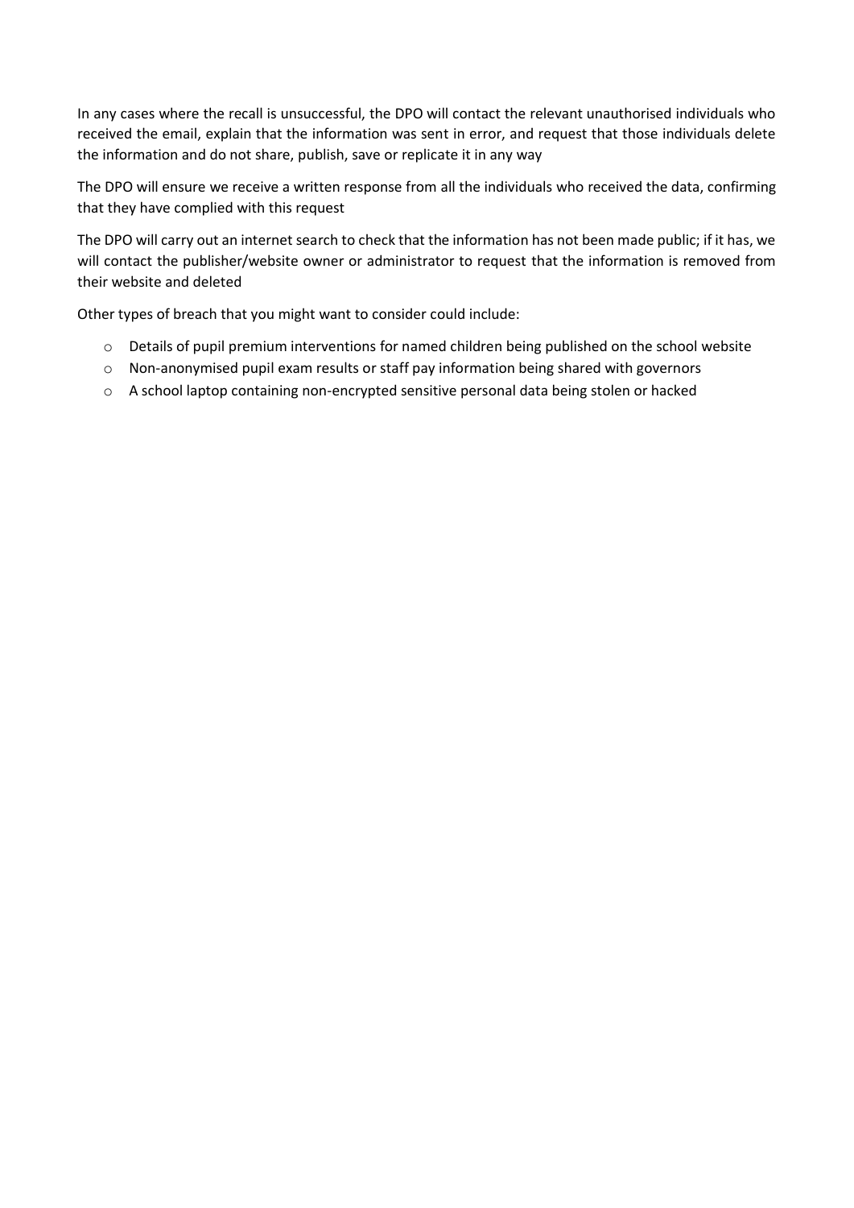In any cases where the recall is unsuccessful, the DPO will contact the relevant unauthorised individuals who received the email, explain that the information was sent in error, and request that those individuals delete the information and do not share, publish, save or replicate it in any way

The DPO will ensure we receive a written response from all the individuals who received the data, confirming that they have complied with this request

The DPO will carry out an internet search to check that the information has not been made public; if it has, we will contact the publisher/website owner or administrator to request that the information is removed from their website and deleted

Other types of breach that you might want to consider could include:

- Details of pupil premium interventions for named children being published on the school website
- Non-anonymised pupil exam results or staff pay information being shared with governors
- A school laptop containing non-encrypted sensitive personal data being stolen or hacked